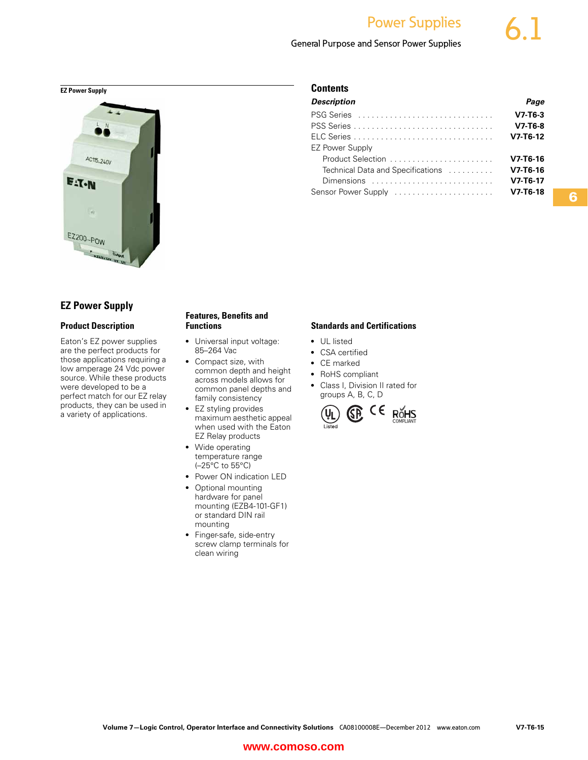# Power Supplies

## General Purpose and Sensor Power Supplies

EZ Power Supply

## Contents

| *Description* | *Page* |
|---|---|
| PSG Series | V7-T6-3 |
| PSS Series | V7-T6-8 |
| ELC Series | V7-T6-12 |
| EZ Power Supply | |
| Product Selection | V7-T6-16 |
| Technical Data and Specifications | V7-T6-16 |
| Dimensions | V7-T6-17 |
| Sensor Power Supply | V7-T6-18 |

## EZ Power Supply

### Product Description

Eaton's EZ power supplies are the perfect products for those applications requiring a low amperage 24 Vdc power source. While these products were developed to be a perfect match for our EZ relay products, they can be used in a variety of applications.

### Features, Benefits and Functions

- Universal input voltage: 85–264 Vac
- Compact size, with common depth and height across models allows for common panel depths and family consistency
- EZ styling provides maximum aesthetic appeal when used with the Eaton EZ Relay products
- Wide operating temperature range (–25°C to 55°C)
- Power ON indication LED
- Optional mounting hardware for panel mounting (EZB4-101-GF1) or standard DIN rail mounting
- Finger-safe, side-entry screw clamp terminals for clean wiring

### Standards and Certifications

- UL listed
- CSA certified
- CE marked
- RoHS compliant
- Class I, Division II rated for groups A, B, C, D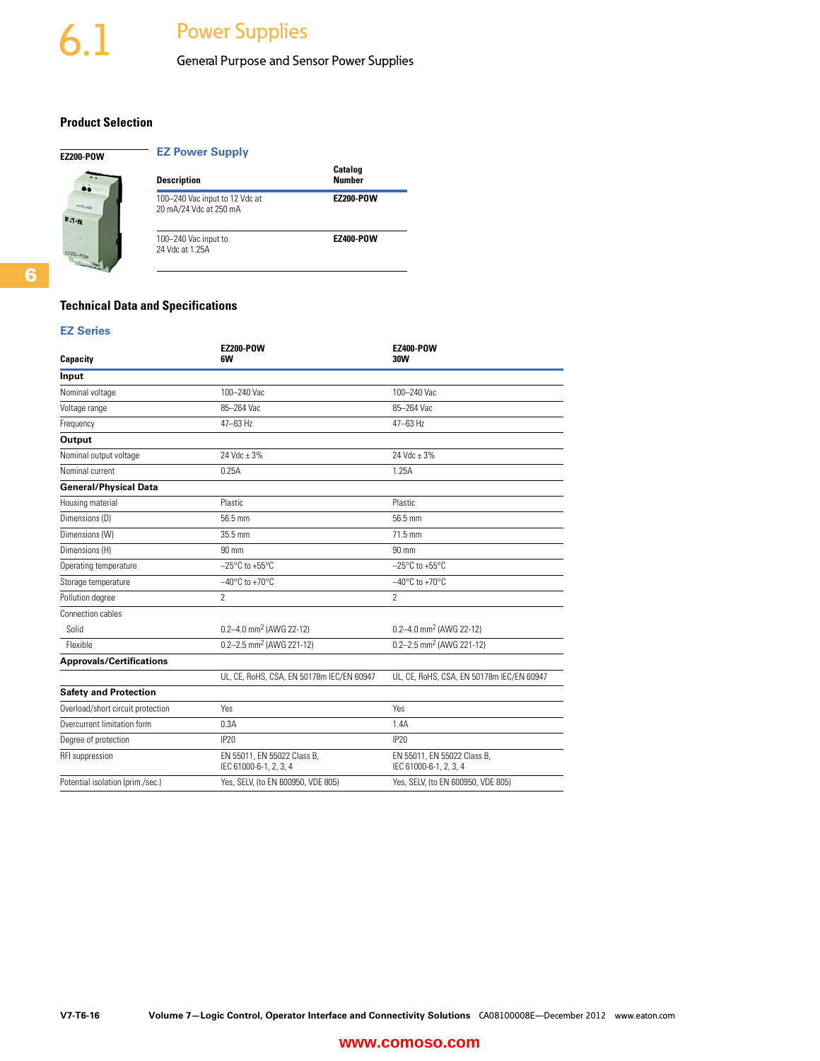# 6.1 Power Supplies

General Purpose and Sensor Power Supplies

## Product Selection

EZ200-POW

### EZ Power Supply

| Description | Catalog Number |
|---|---|
| 100–240 Vac input to 12 Vdc at 20 mA/24 Vdc at 250 mA | EZ200-POW |
| 100–240 Vac input to 24 Vdc at 1.25A | EZ400-POW |

## Technical Data and Specifications

### EZ Series

| Capacity | EZ200-POW 6W | EZ400-POW 30W |
|---|---|---|
| **Input** | | |
| Nominal voltage | 100–240 Vac | 100–240 Vac |
| Voltage range | 85–264 Vac | 85–264 Vac |
| Frequency | 47–63 Hz | 47–63 Hz |
| **Output** | | |
| Nominal output voltage | 24 Vdc ± 3% | 24 Vdc ± 3% |
| Nominal current | 0.25A | 1.25A |
| **General/Physical Data** | | |
| Housing material | Plastic | Plastic |
| Dimensions (D) | 56.5 mm | 56.5 mm |
| Dimensions (W) | 35.5 mm | 71.5 mm |
| Dimensions (H) | 90 mm | 90 mm |
| Operating temperature | –25°C to +55°C | –25°C to +55°C |
| Storage temperature | –40°C to +70°C | –40°C to +70°C |
| Pollution degree | 2 | 2 |
| Connection cables | | |
| Solid | 0.2–4.0 mm$^2$ (AWG 22-12) | 0.2–4.0 mm$^2$ (AWG 22-12) |
| Flexible | 0.2–2.5 mm$^2$ (AWG 221-12) | 0.2–2.5 mm$^2$ (AWG 221-12) |
| **Approvals/Certifications** | | |
| | UL, CE, RoHS, CSA, EN 50178m IEC/EN 60947 | UL, CE, RoHS, CSA, EN 50178m IEC/EN 60947 |
| **Safety and Protection** | | |
| Overload/short circuit protection | Yes | Yes |
| Overcurrent limitation form | 0.3A | 1.4A |
| Degree of protection | IP20 | IP20 |
| RFI suppression | EN 55011, EN 55022 Class B, IEC 61000-6-1, 2, 3, 4 | EN 55011, EN 55022 Class B, IEC 61000-6-1, 2, 3, 4 |
| Potential isolation (prim./sec.) | Yes, SELV, (to EN 600950, VDE 805) | Yes, SELV, (to EN 600950, VDE 805) |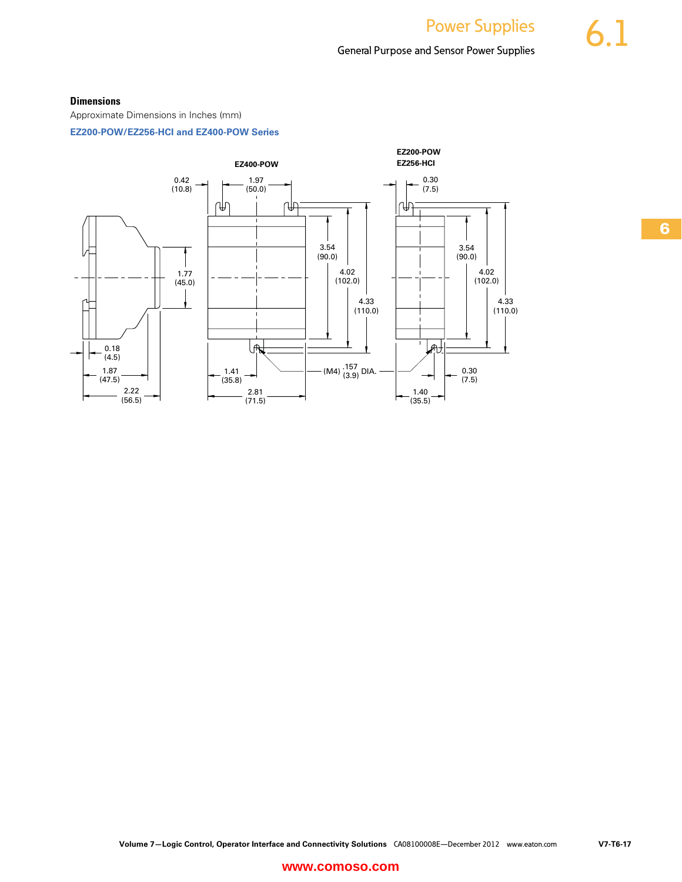## Dimensions

Approximate Dimensions in Inches (mm)

### EZ200-POW/EZ256-HCI and EZ400-POW Series

EZ400-POW

EZ200-POW
EZ256-HCI

0.42
(10.8)

1.97
(50.0)

0.30
(7.5)

3.54
(90.0)

4.02
(102.0)

4.33
(110.0)

1.77
(45.0)

3.54
(90.0)

4.02
(102.0)

4.33
(110.0)

0.18
(4.5)

1.87
(47.5)

2.22
(56.5)

1.41
(35.8)

2.81
(71.5)

(M4) .157 (3.9) DIA.

0.30
(7.5)

1.40
(35.5)